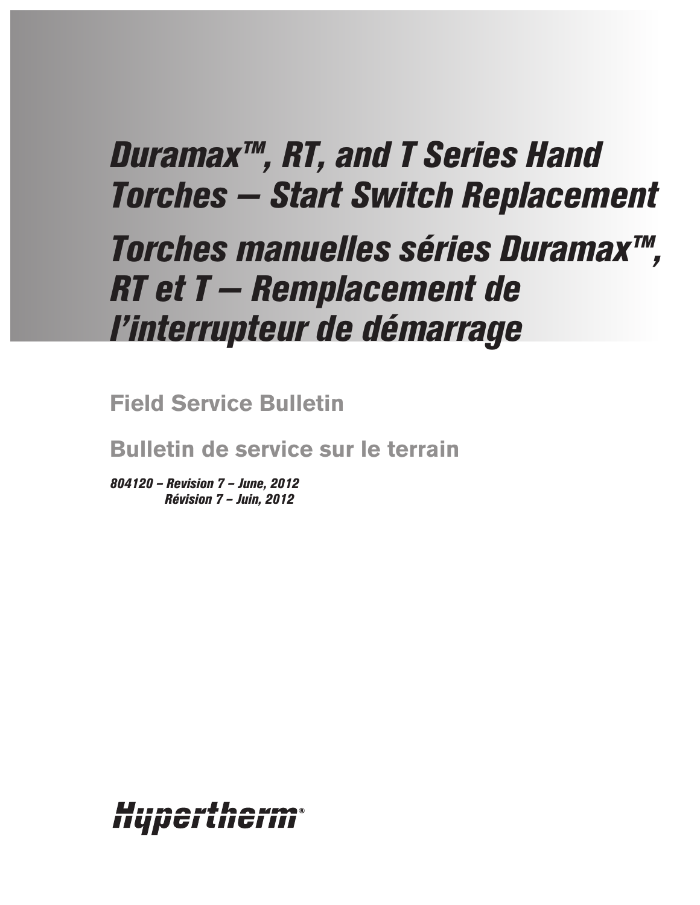# *Duramax™, RT, and T Series Hand Torches – Start Switch Replacement*

# *Torches manuelles séries Duramax™, RT et T – Remplacement de l'interrupteur de démarrage*

## Field Service Bulletin

## Bulletin de service sur le terrain

***804120 – Revision 7 – June, 2012***
***Révision 7 – Juin, 2012***

Hypertherm®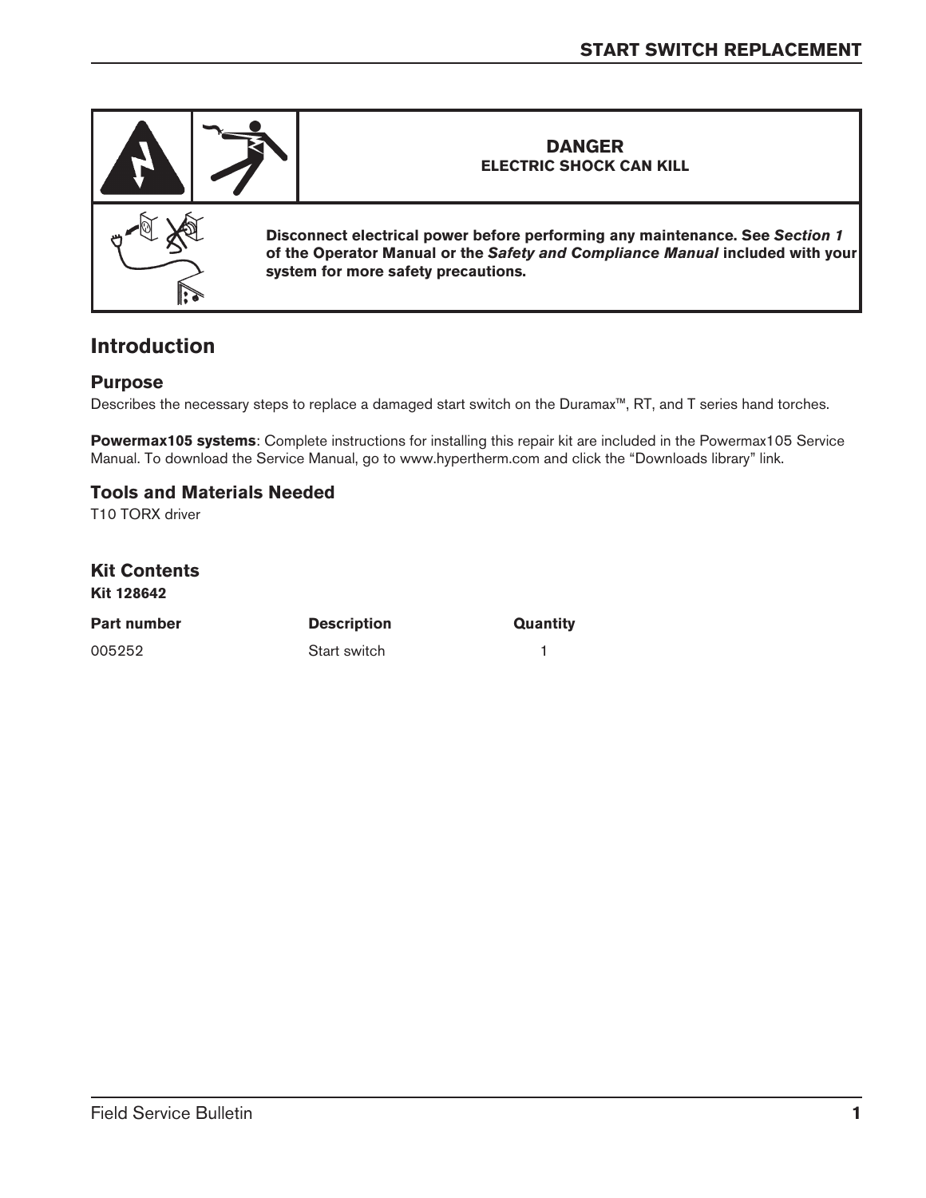**DANGER**
**ELECTRIC SHOCK CAN KILL**

**Disconnect electrical power before performing any maintenance. See *Section 1* of the Operator Manual or the *Safety and Compliance Manual* included with your system for more safety precautions.**

## Introduction

### Purpose

Describes the necessary steps to replace a damaged start switch on the Duramax™, RT, and T series hand torches.

**Powermax105 systems**: Complete instructions for installing this repair kit are included in the Powermax105 Service Manual. To download the Service Manual, go to www.hypertherm.com and click the “Downloads library” link.

### Tools and Materials Needed

T10 TORX driver

### Kit Contents

**Kit 128642**

| Part number | Description | Quantity |
|---|---|---|
| 005252 | Start switch | 1 |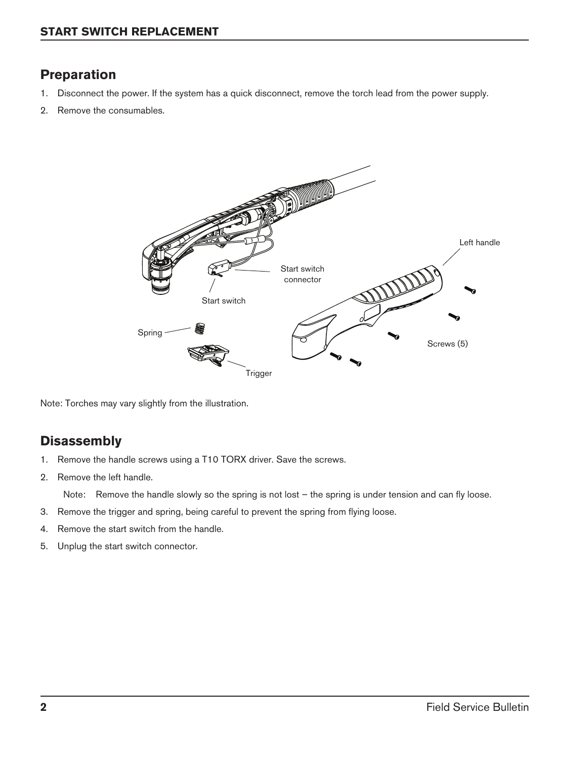## START SWITCH REPLACEMENT

### Preparation

1. Disconnect the power. If the system has a quick disconnect, remove the torch lead from the power supply.
2. Remove the consumables.

Note: Torches may vary slightly from the illustration.

### Disassembly

1. Remove the handle screws using a T10 TORX driver. Save the screws.
2. Remove the left handle.

   Note: Remove the handle slowly so the spring is not lost – the spring is under tension and can fly loose.

3. Remove the trigger and spring, being careful to prevent the spring from flying loose.
4. Remove the start switch from the handle.
5. Unplug the start switch connector.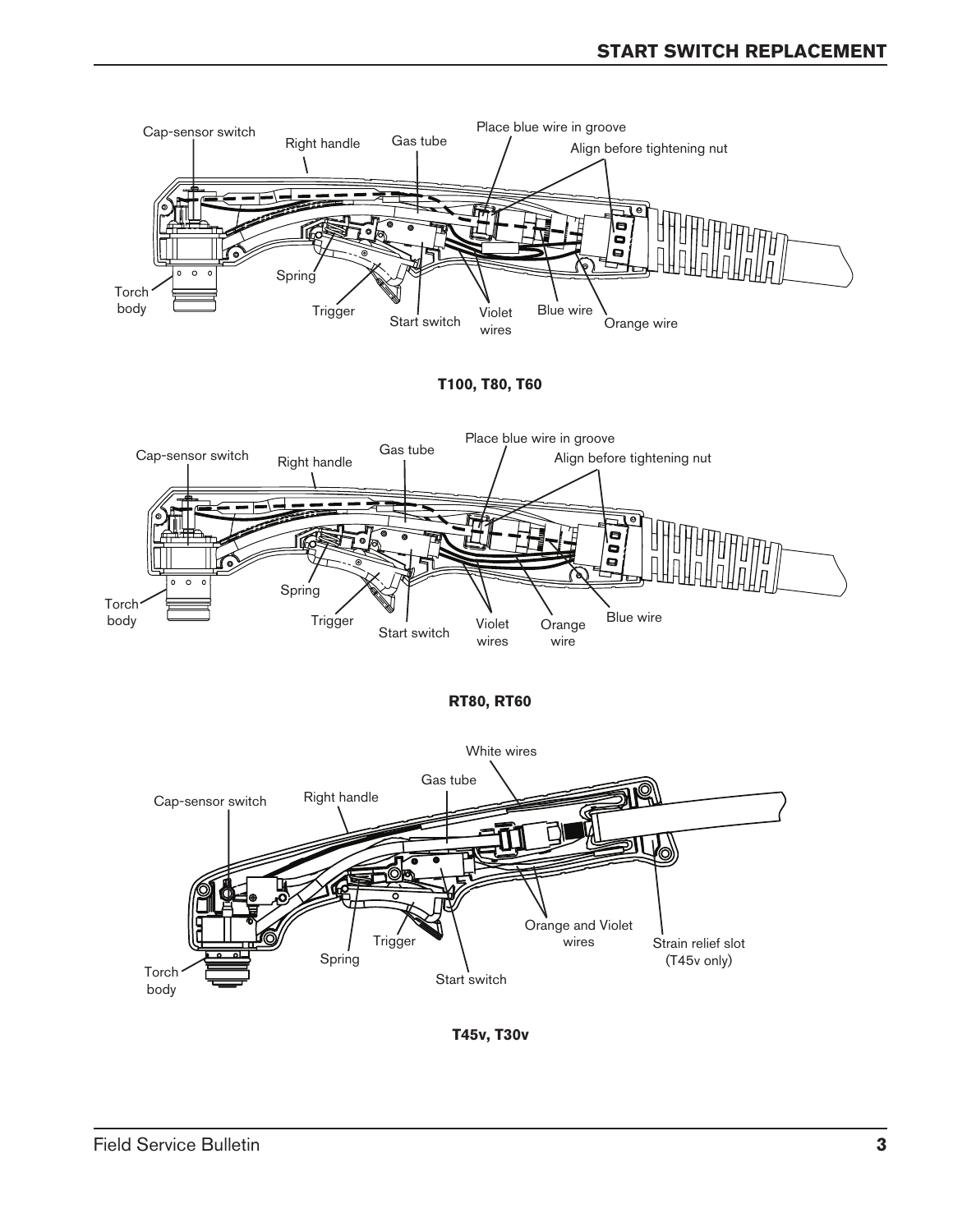Cap-sensor switch

Right handle

Gas tube

Place blue wire in groove

Align before tightening nut

Spring

Torch body

Trigger

Start switch

Violet wires

Blue wire

Orange wire

**T100, T80, T60**

Cap-sensor switch

Right handle

Gas tube

Place blue wire in groove

Align before tightening nut

Spring

Torch body

Trigger

Start switch

Violet wires

Orange wire

Blue wire

**RT80, RT60**

White wires

Gas tube

Cap-sensor switch

Right handle

Orange and Violet wires

Strain relief slot (T45v only)

Trigger

Spring

Torch body

Start switch

**T45v, T30v**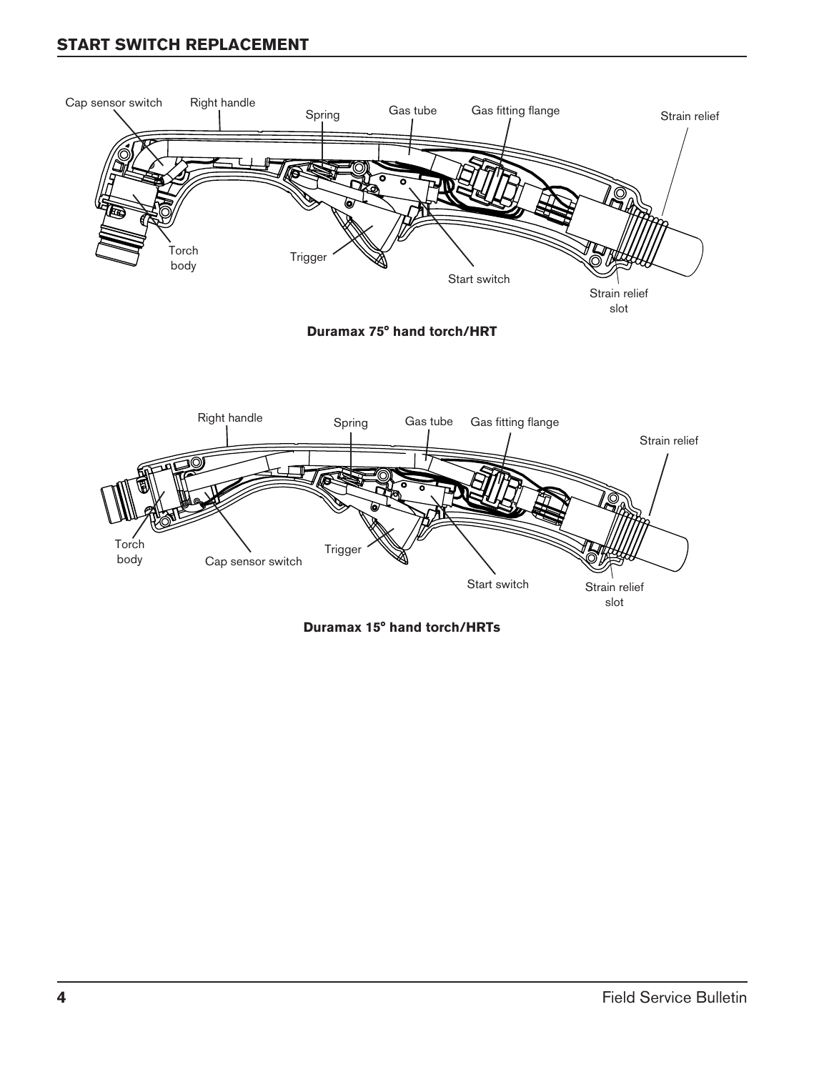## START SWITCH REPLACEMENT

Cap sensor switch

Right handle

Spring

Gas tube

Gas fitting flange

Strain relief

Torch body

Trigger

Start switch

Strain relief slot

**Duramax 75° hand torch/HRT**

Right handle

Spring

Gas tube

Gas fitting flange

Strain relief

Torch body

Cap sensor switch

Trigger

Start switch

Strain relief slot

**Duramax 15° hand torch/HRTs**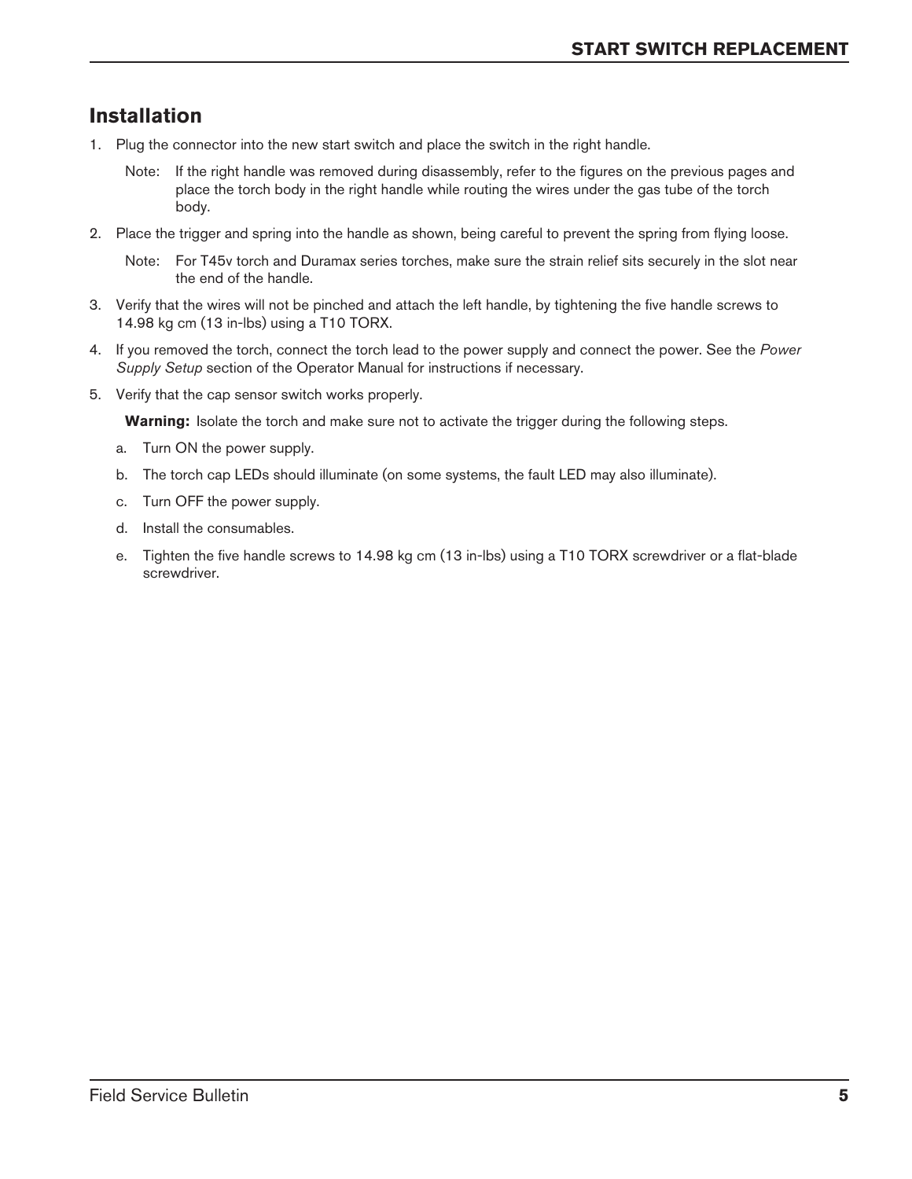## Installation

1. Plug the connector into the new start switch and place the switch in the right handle.

   Note: If the right handle was removed during disassembly, refer to the figures on the previous pages and place the torch body in the right handle while routing the wires under the gas tube of the torch body.

2. Place the trigger and spring into the handle as shown, being careful to prevent the spring from flying loose.

   Note: For T45v torch and Duramax series torches, make sure the strain relief sits securely in the slot near the end of the handle.

3. Verify that the wires will not be pinched and attach the left handle, by tightening the five handle screws to 14.98 kg cm (13 in-lbs) using a T10 TORX.

4. If you removed the torch, connect the torch lead to the power supply and connect the power. See the *Power Supply Setup* section of the Operator Manual for instructions if necessary.

5. Verify that the cap sensor switch works properly.

   **Warning:** Isolate the torch and make sure not to activate the trigger during the following steps.

   a. Turn ON the power supply.

   b. The torch cap LEDs should illuminate (on some systems, the fault LED may also illuminate).

   c. Turn OFF the power supply.

   d. Install the consumables.

   e. Tighten the five handle screws to 14.98 kg cm (13 in-lbs) using a T10 TORX screwdriver or a flat-blade screwdriver.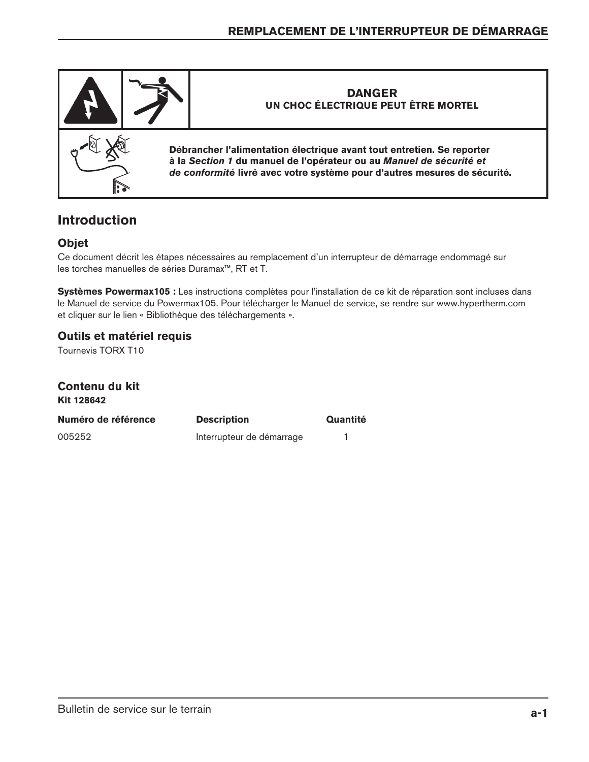**DANGER**
**UN CHOC ÉLECTRIQUE PEUT ÊTRE MORTEL**

**Débrancher l'alimentation électrique avant tout entretien. Se reporter à la *Section 1* du manuel de l'opérateur ou au *Manuel de sécurité et de conformité* livré avec votre système pour d'autres mesures de sécurité.**

## Introduction

### Objet

Ce document décrit les étapes nécessaires au remplacement d'un interrupteur de démarrage endommagé sur les torches manuelles de séries Duramax™, RT et T.

**Systèmes Powermax105 :** Les instructions complètes pour l'installation de ce kit de réparation sont incluses dans le Manuel de service du Powermax105. Pour télécharger le Manuel de service, se rendre sur www.hypertherm.com et cliquer sur le lien « Bibliothèque des téléchargements ».

### Outils et matériel requis

Tournevis TORX T10

### Contenu du kit

**Kit 128642**

| Numéro de référence | Description | Quantité |
|---|---|---|
| 005252 | Interrupteur de démarrage | 1 |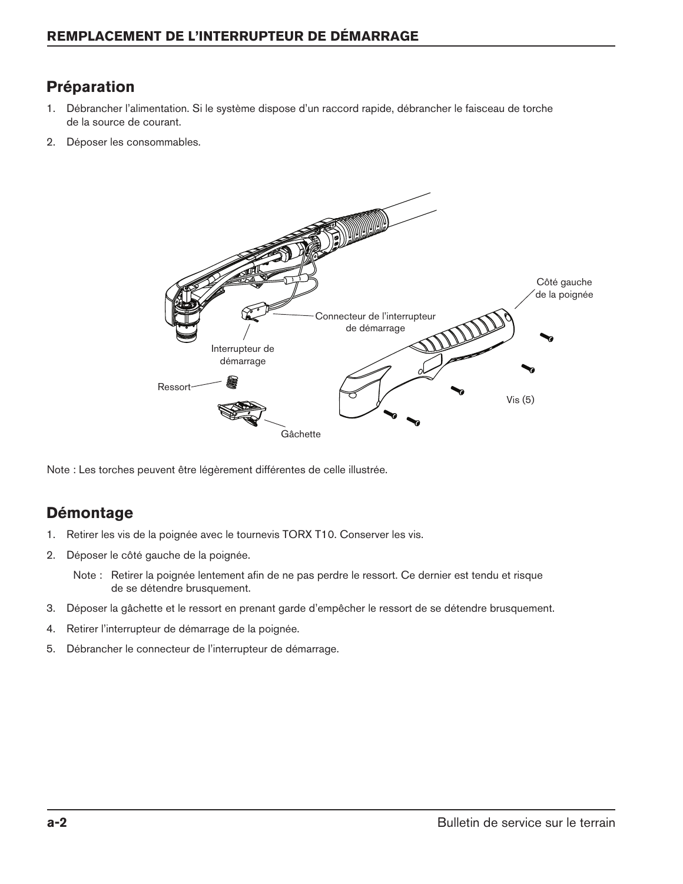## REMPLACEMENT DE L'INTERRUPTEUR DE DÉMARRAGE

### Préparation

1. Débrancher l'alimentation. Si le système dispose d'un raccord rapide, débrancher le faisceau de torche de la source de courant.
2. Déposer les consommables.

Côté gauche de la poignée

Connecteur de l'interrupteur de démarrage

Interrupteur de démarrage

Ressort

Gâchette

Vis (5)

Note : Les torches peuvent être légèrement différentes de celle illustrée.

### Démontage

1. Retirer les vis de la poignée avec le tournevis TORX T10. Conserver les vis.
2. Déposer le côté gauche de la poignée.

   Note : Retirer la poignée lentement afin de ne pas perdre le ressort. Ce dernier est tendu et risque de se détendre brusquement.

3. Déposer la gâchette et le ressort en prenant garde d'empêcher le ressort de se détendre brusquement.
4. Retirer l'interrupteur de démarrage de la poignée.
5. Débrancher le connecteur de l'interrupteur de démarrage.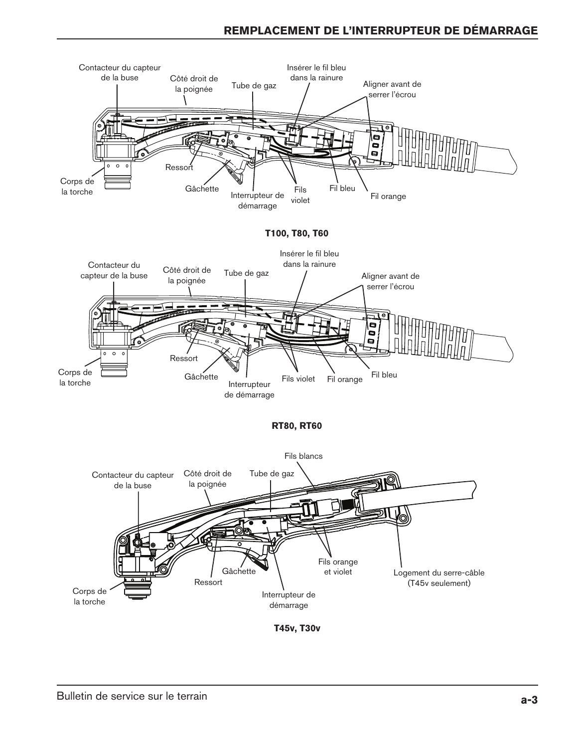Contacteur du capteur de la buse

Côté droit de la poignée

Tube de gaz

Insérer le fil bleu dans la rainure

Aligner avant de serrer l'écrou

Ressort

Corps de la torche

Gâchette

Interrupteur de démarrage

Fils violet

Fil bleu

Fil orange

**T100, T80, T60**

Contacteur du capteur de la buse

Côté droit de la poignée

Tube de gaz

Insérer le fil bleu dans la rainure

Aligner avant de serrer l'écrou

Ressort

Corps de la torche

Gâchette

Interrupteur de démarrage

Fils violet

Fil orange

Fil bleu

**RT80, RT60**

Fils blancs

Contacteur du capteur de la buse

Côté droit de la poignée

Tube de gaz

Gâchette

Ressort

Corps de la torche

Interrupteur de démarrage

Fils orange et violet

Logement du serre-câble (T45v seulement)

**T45v, T30v**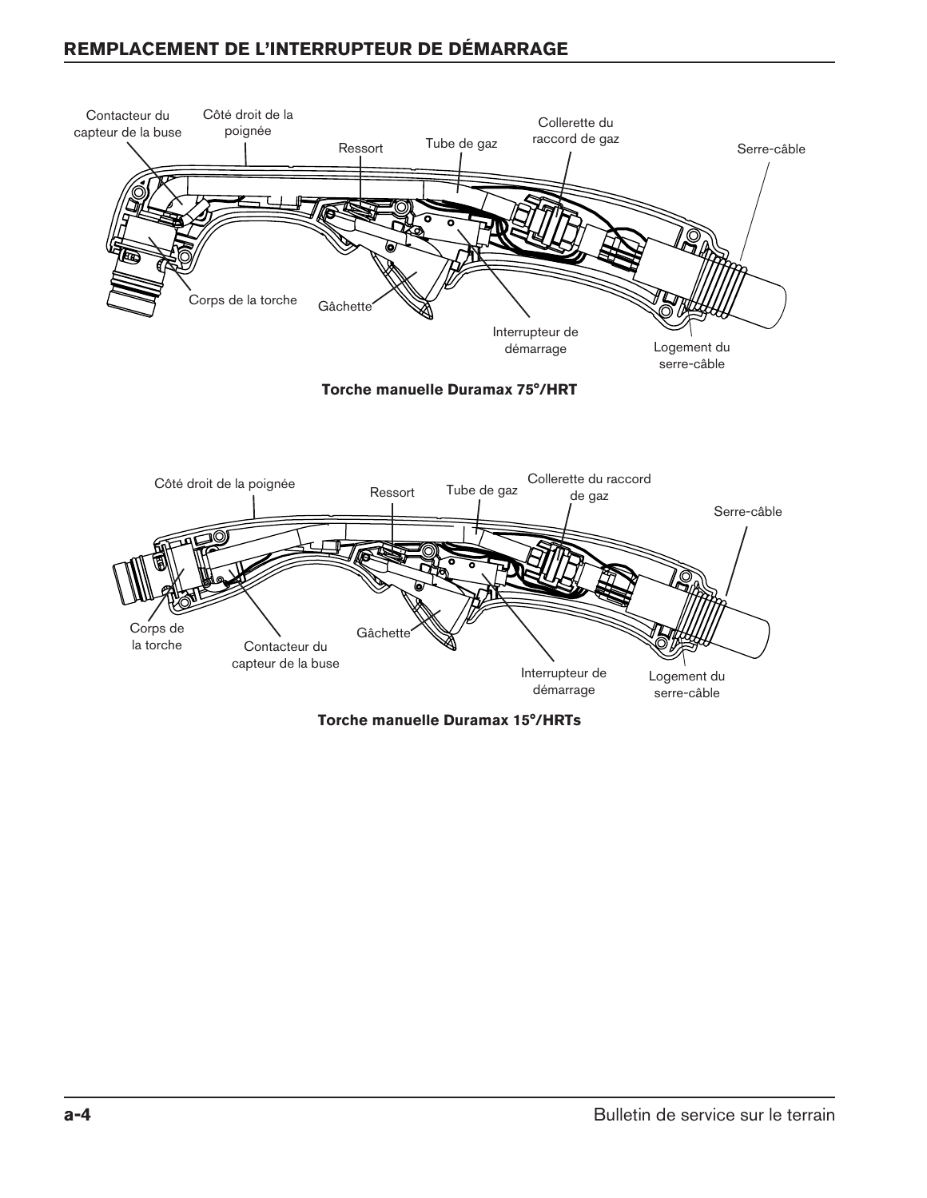## REMPLACEMENT DE L'INTERRUPTEUR DE DÉMARRAGE

Contacteur du capteur de la buse

Côté droit de la poignée

Ressort

Tube de gaz

Collerette du raccord de gaz

Serre-câble

Corps de la torche

Gâchette

Interrupteur de démarrage

Logement du serre-câble

**Torche manuelle Duramax 75°/HRT**

Côté droit de la poignée

Ressort

Tube de gaz

Collerette du raccord de gaz

Serre-câble

Corps de la torche

Contacteur du capteur de la buse

Gâchette

Interrupteur de démarrage

Logement du serre-câble

**Torche manuelle Duramax 15°/HRTs**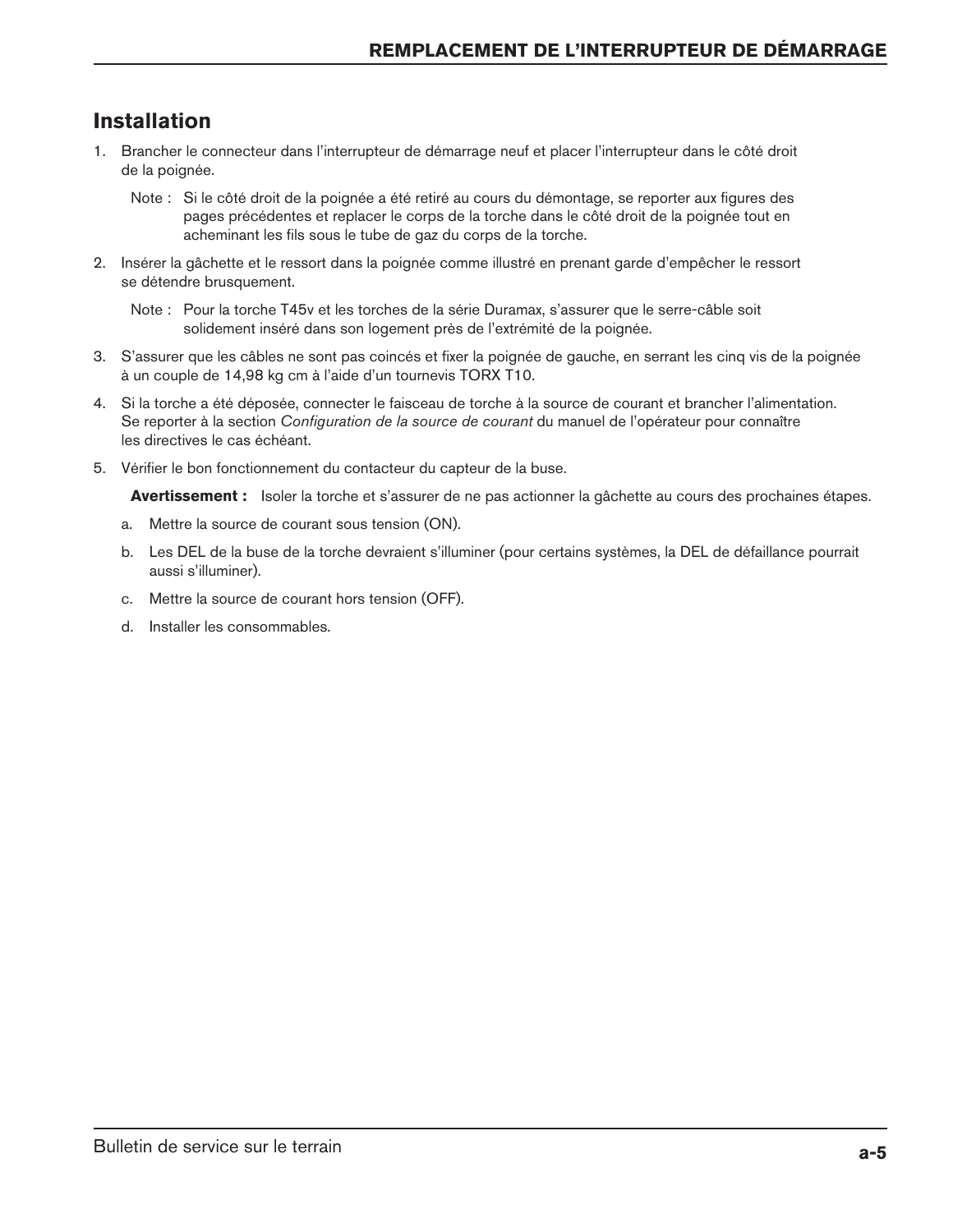## Installation

1. Brancher le connecteur dans l'interrupteur de démarrage neuf et placer l'interrupteur dans le côté droit de la poignée.

   Note : Si le côté droit de la poignée a été retiré au cours du démontage, se reporter aux figures des pages précédentes et replacer le corps de la torche dans le côté droit de la poignée tout en acheminant les fils sous le tube de gaz du corps de la torche.

2. Insérer la gâchette et le ressort dans la poignée comme illustré en prenant garde d'empêcher le ressort se détendre brusquement.

   Note : Pour la torche T45v et les torches de la série Duramax, s'assurer que le serre-câble soit solidement inséré dans son logement près de l'extrémité de la poignée.

3. S'assurer que les câbles ne sont pas coincés et fixer la poignée de gauche, en serrant les cinq vis de la poignée à un couple de 14,98 kg cm à l'aide d'un tournevis TORX T10.

4. Si la torche a été déposée, connecter le faisceau de torche à la source de courant et brancher l'alimentation. Se reporter à la section *Configuration de la source de courant* du manuel de l'opérateur pour connaître les directives le cas échéant.

5. Vérifier le bon fonctionnement du contacteur du capteur de la buse.

   **Avertissement :** Isoler la torche et s'assurer de ne pas actionner la gâchette au cours des prochaines étapes.

   a. Mettre la source de courant sous tension (ON).

   b. Les DEL de la buse de la torche devraient s'illuminer (pour certains systèmes, la DEL de défaillance pourrait aussi s'illuminer).

   c. Mettre la source de courant hors tension (OFF).

   d. Installer les consommables.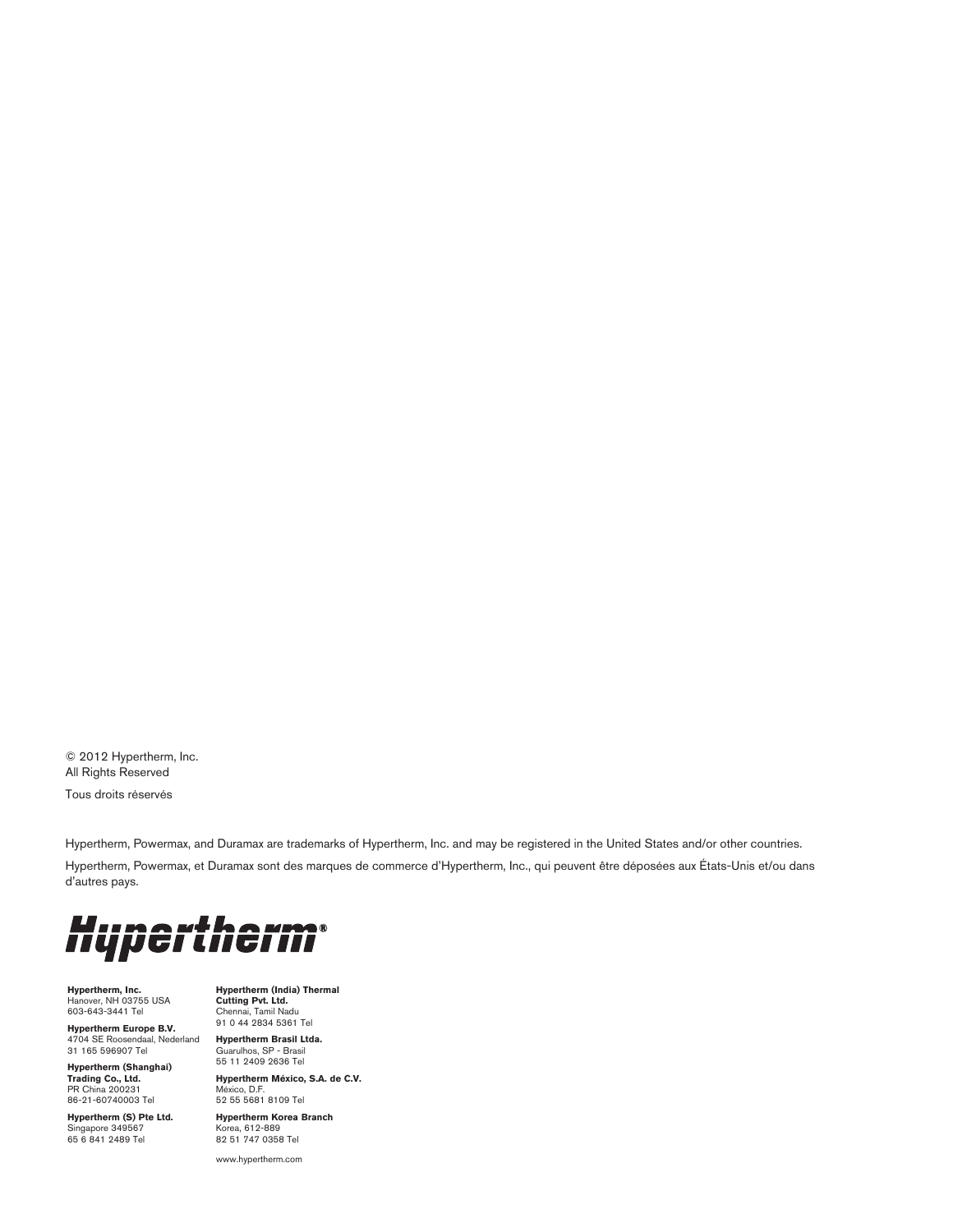© 2012 Hypertherm, Inc.
All Rights Reserved

Tous droits réservés

Hypertherm, Powermax, and Duramax are trademarks of Hypertherm, Inc. and may be registered in the United States and/or other countries.

Hypertherm, Powermax, et Duramax sont des marques de commerce d'Hypertherm, Inc., qui peuvent être déposées aux États-Unis et/ou dans d'autres pays.

Hypertherm®

**Hypertherm, Inc.**
Hanover, NH 03755 USA
603-643-3441 Tel

**Hypertherm Europe B.V.**
4704 SE Roosendaal, Nederland
31 165 596907 Tel

**Hypertherm (Shanghai) Trading Co., Ltd.**
PR China 200231
86-21-60740003 Tel

**Hypertherm (S) Pte Ltd.**
Singapore 349567
65 6 841 2489 Tel

**Hypertherm (India) Thermal Cutting Pvt. Ltd.**
Chennai, Tamil Nadu
91 0 44 2834 5361 Tel

**Hypertherm Brasil Ltda.**
Guarulhos, SP - Brasil
55 11 2409 2636 Tel

**Hypertherm México, S.A. de C.V.**
México, D.F.
52 55 5681 8109 Tel

**Hypertherm Korea Branch**
Korea, 612-889
82 51 747 0358 Tel

www.hypertherm.com